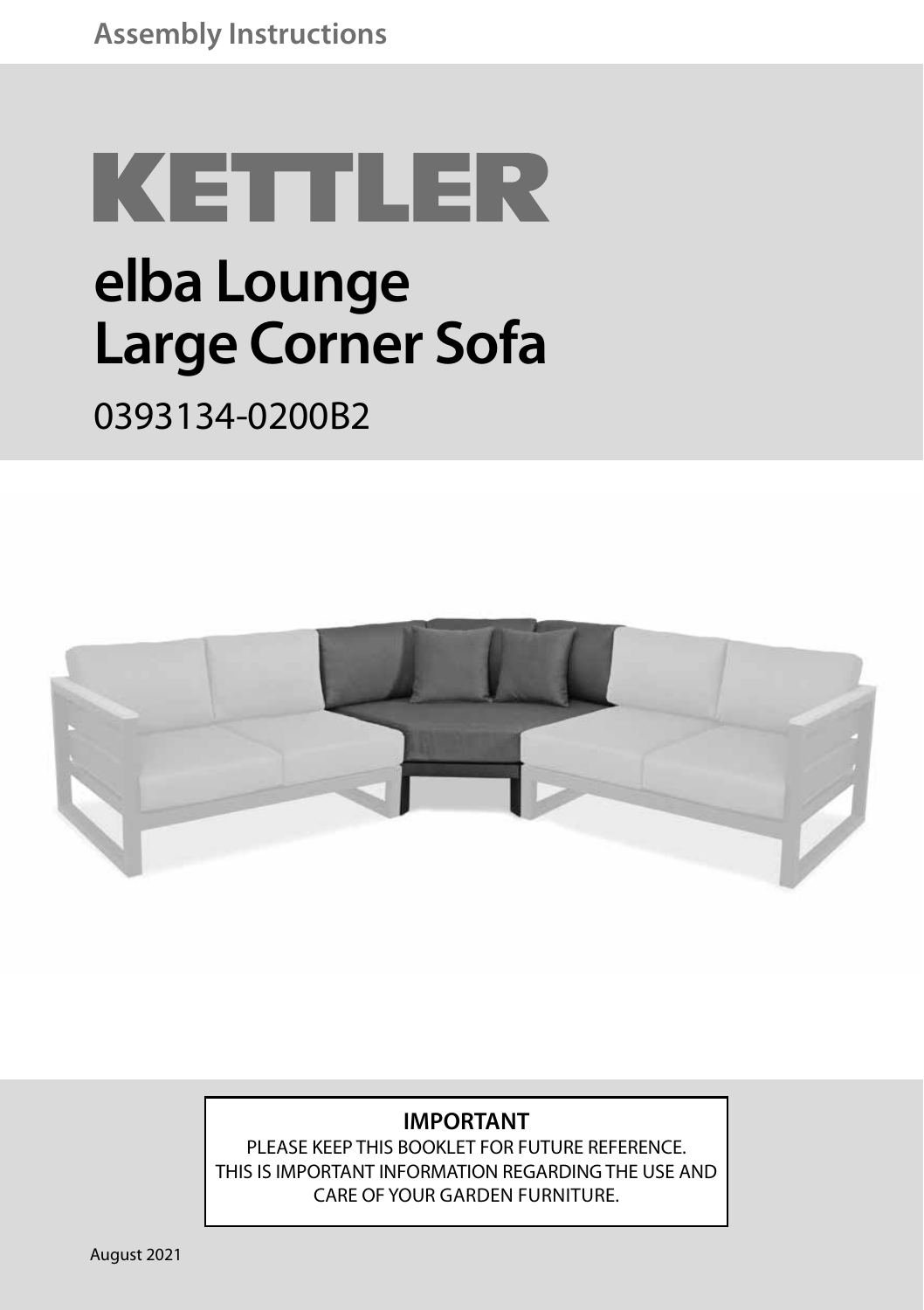Assembly Instructions

# KETTLER

# elba Lounge
# Large Corner Sofa

0393134-0200B2

**IMPORTANT**

PLEASE KEEP THIS BOOKLET FOR FUTURE REFERENCE.
THIS IS IMPORTANT INFORMATION REGARDING THE USE AND CARE OF YOUR GARDEN FURNITURE.

August 2021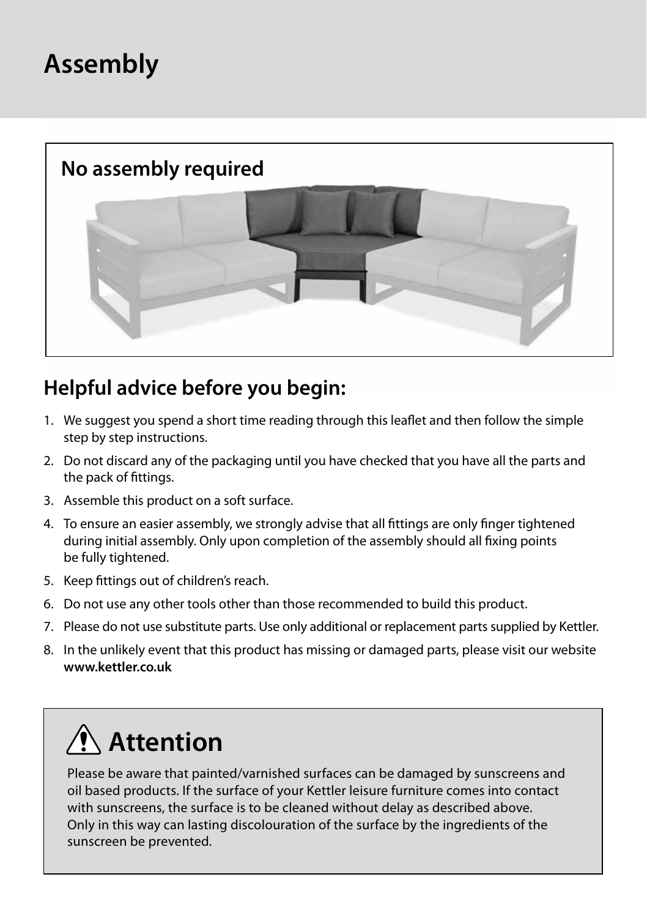# Assembly

## No assembly required

## Helpful advice before you begin:

1. We suggest you spend a short time reading through this leaflet and then follow the simple step by step instructions.
2. Do not discard any of the packaging until you have checked that you have all the parts and the pack of fittings.
3. Assemble this product on a soft surface.
4. To ensure an easier assembly, we strongly advise that all fittings are only finger tightened during initial assembly. Only upon completion of the assembly should all fixing points be fully tightened.
5. Keep fittings out of children's reach.
6. Do not use any other tools other than those recommended to build this product.
7. Please do not use substitute parts. Use only additional or replacement parts supplied by Kettler.
8. In the unlikely event that this product has missing or damaged parts, please visit our website **www.kettler.co.uk**

## ⚠ Attention

Please be aware that painted/varnished surfaces can be damaged by sunscreens and oil based products. If the surface of your Kettler leisure furniture comes into contact with sunscreens, the surface is to be cleaned without delay as described above. Only in this way can lasting discolouration of the surface by the ingredients of the sunscreen be prevented.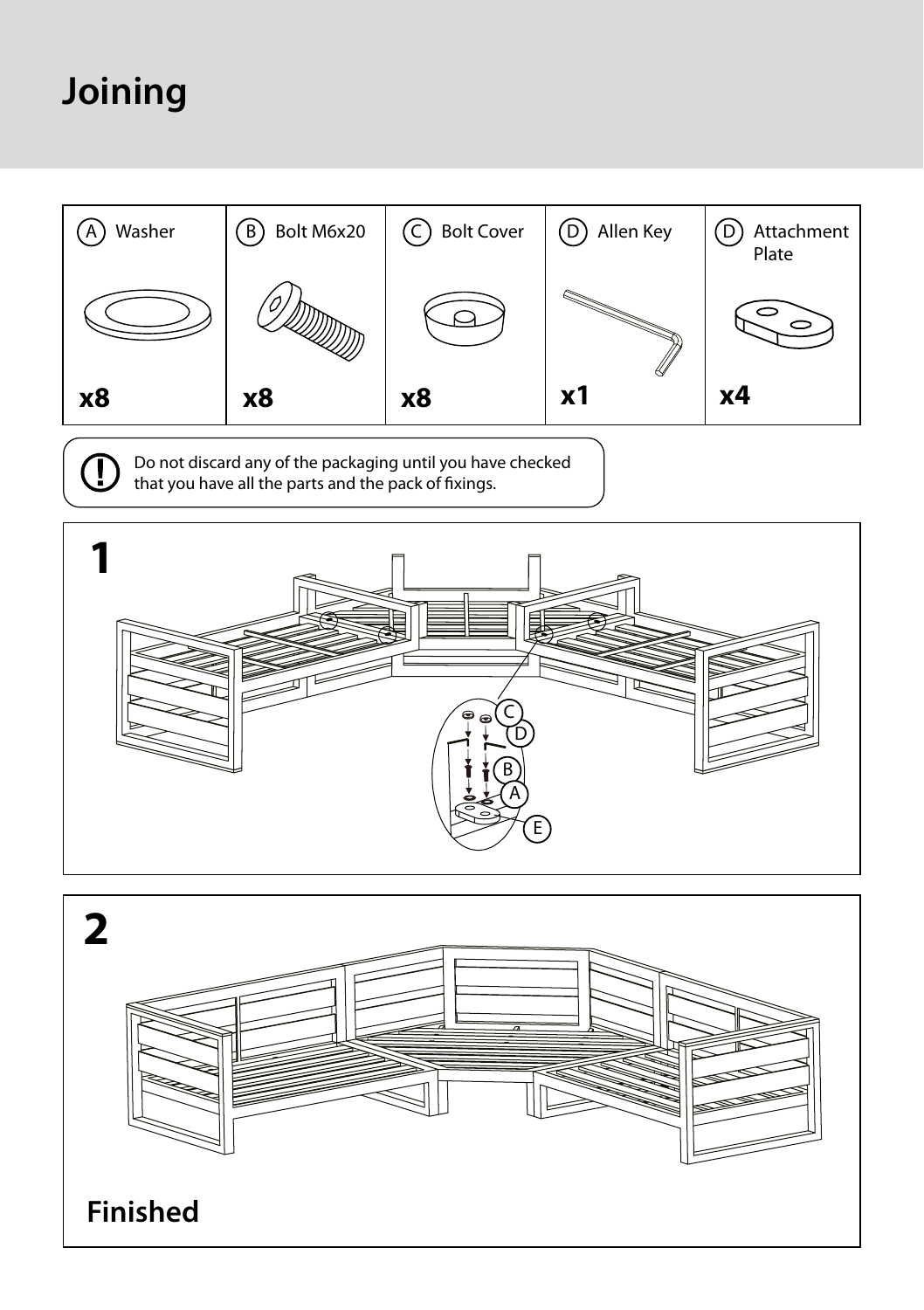# Joining

| A Washer | B Bolt M6x20 | C Bolt Cover | D Allen Key | D Attachment Plate |
|---|---|---|---|---|
| x8 | x8 | x8 | x1 | x4 |

Do not discard any of the packaging until you have checked that you have all the parts and the pack of fixings.

**1**

C
D
B
A
E

**2**

**Finished**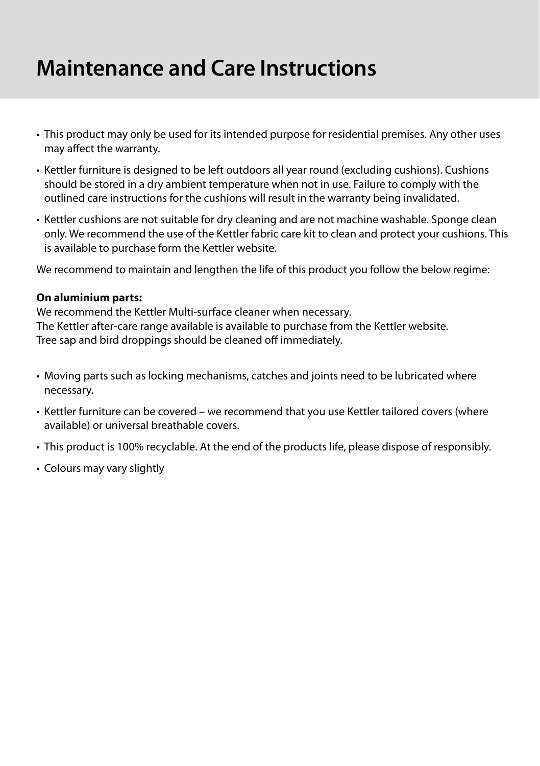# Maintenance and Care Instructions

- This product may only be used for its intended purpose for residential premises. Any other uses may affect the warranty.
- Kettler furniture is designed to be left outdoors all year round (excluding cushions). Cushions should be stored in a dry ambient temperature when not in use. Failure to comply with the outlined care instructions for the cushions will result in the warranty being invalidated.
- Kettler cushions are not suitable for dry cleaning and are not machine washable. Sponge clean only. We recommend the use of the Kettler fabric care kit to clean and protect your cushions. This is available to purchase form the Kettler website.

We recommend to maintain and lengthen the life of this product you follow the below regime:

**On aluminium parts:**
We recommend the Kettler Multi-surface cleaner when necessary.
The Kettler after-care range available is available to purchase from the Kettler website.
Tree sap and bird droppings should be cleaned off immediately.

- Moving parts such as locking mechanisms, catches and joints need to be lubricated where necessary.
- Kettler furniture can be covered – we recommend that you use Kettler tailored covers (where available) or universal breathable covers.
- This product is 100% recyclable. At the end of the products life, please dispose of responsibly.
- Colours may vary slightly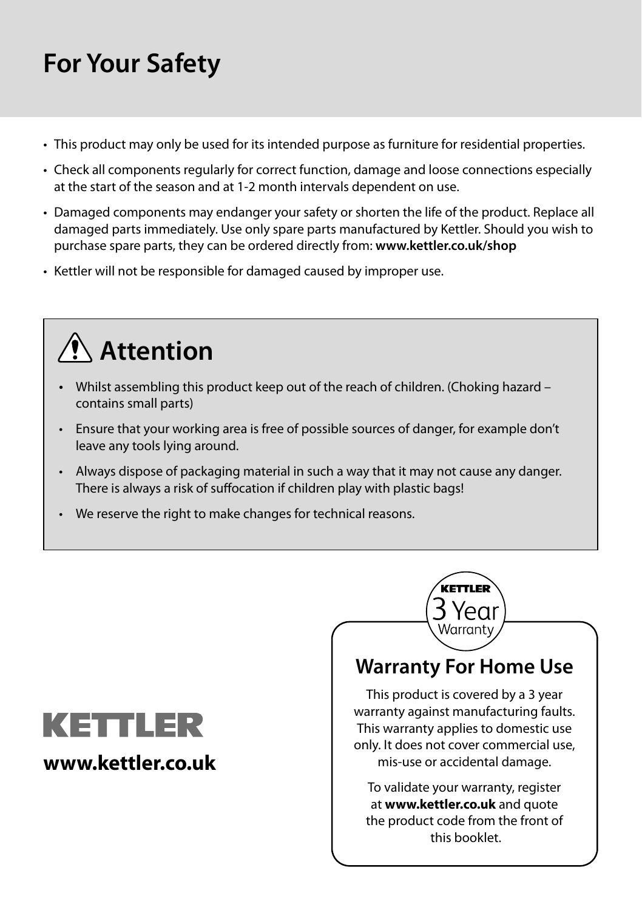# For Your Safety

- This product may only be used for its intended purpose as furniture for residential properties.
- Check all components regularly for correct function, damage and loose connections especially at the start of the season and at 1-2 month intervals dependent on use.
- Damaged components may endanger your safety or shorten the life of the product. Replace all damaged parts immediately. Use only spare parts manufactured by Kettler. Should you wish to purchase spare parts, they can be ordered directly from: **www.kettler.co.uk/shop**
- Kettler will not be responsible for damaged caused by improper use.

## ⚠ Attention

- Whilst assembling this product keep out of the reach of children. (Choking hazard – contains small parts)
- Ensure that your working area is free of possible sources of danger, for example don't leave any tools lying around.
- Always dispose of packaging material in such a way that it may not cause any danger. There is always a risk of suffocation if children play with plastic bags!
- We reserve the right to make changes for technical reasons.

KETTLER

**www.kettler.co.uk**

KETTLER 3 Year Warranty

## Warranty For Home Use

This product is covered by a 3 year warranty against manufacturing faults. This warranty applies to domestic use only. It does not cover commercial use, mis-use or accidental damage.

To validate your warranty, register at **www.kettler.co.uk** and quote the product code from the front of this booklet.